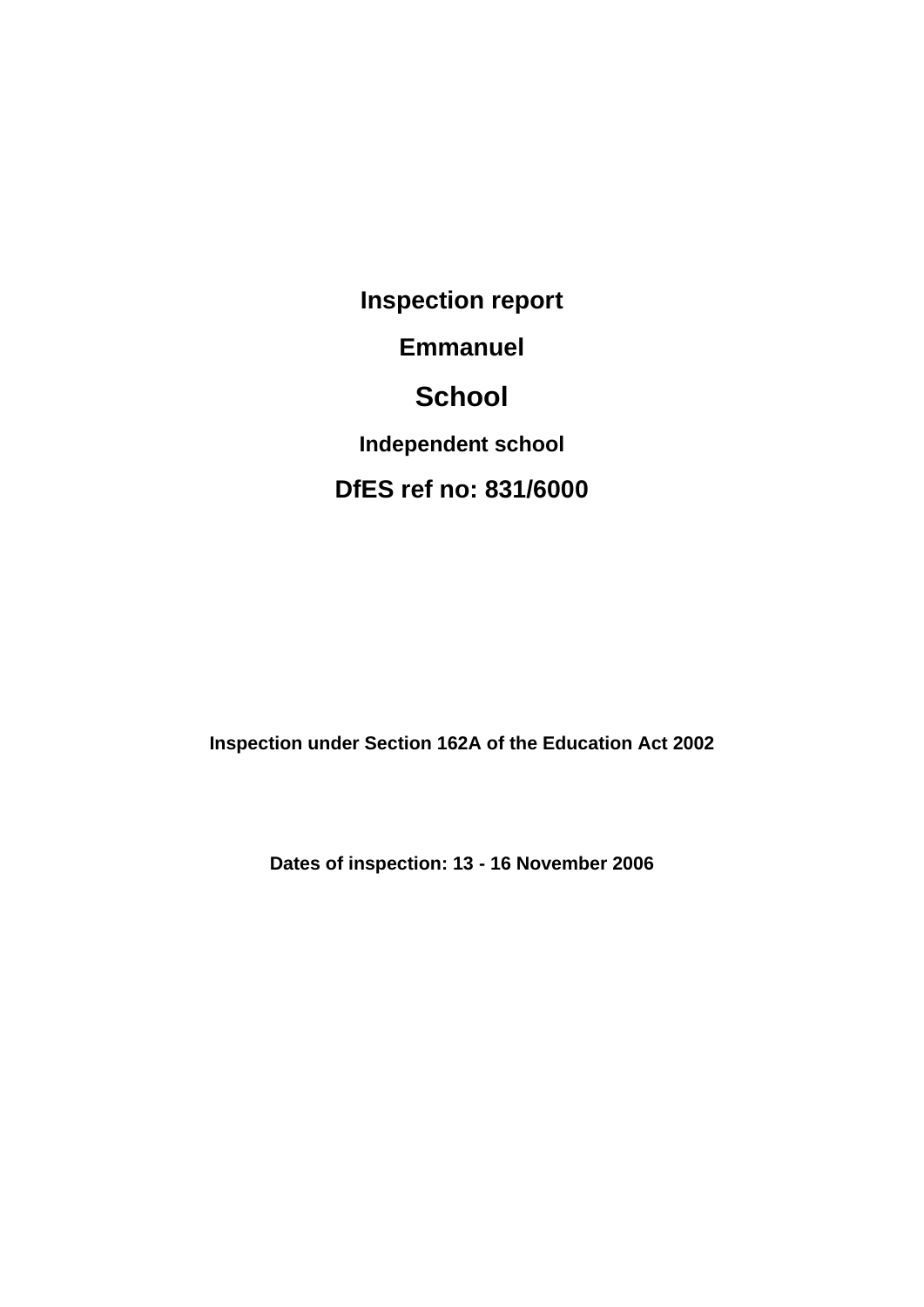# Inspection report

## Emmanuel

# School

### Independent school

## DfES ref no: 831/6000

**Inspection under Section 162A of the Education Act 2002**

**Dates of inspection: 13 - 16 November 2006**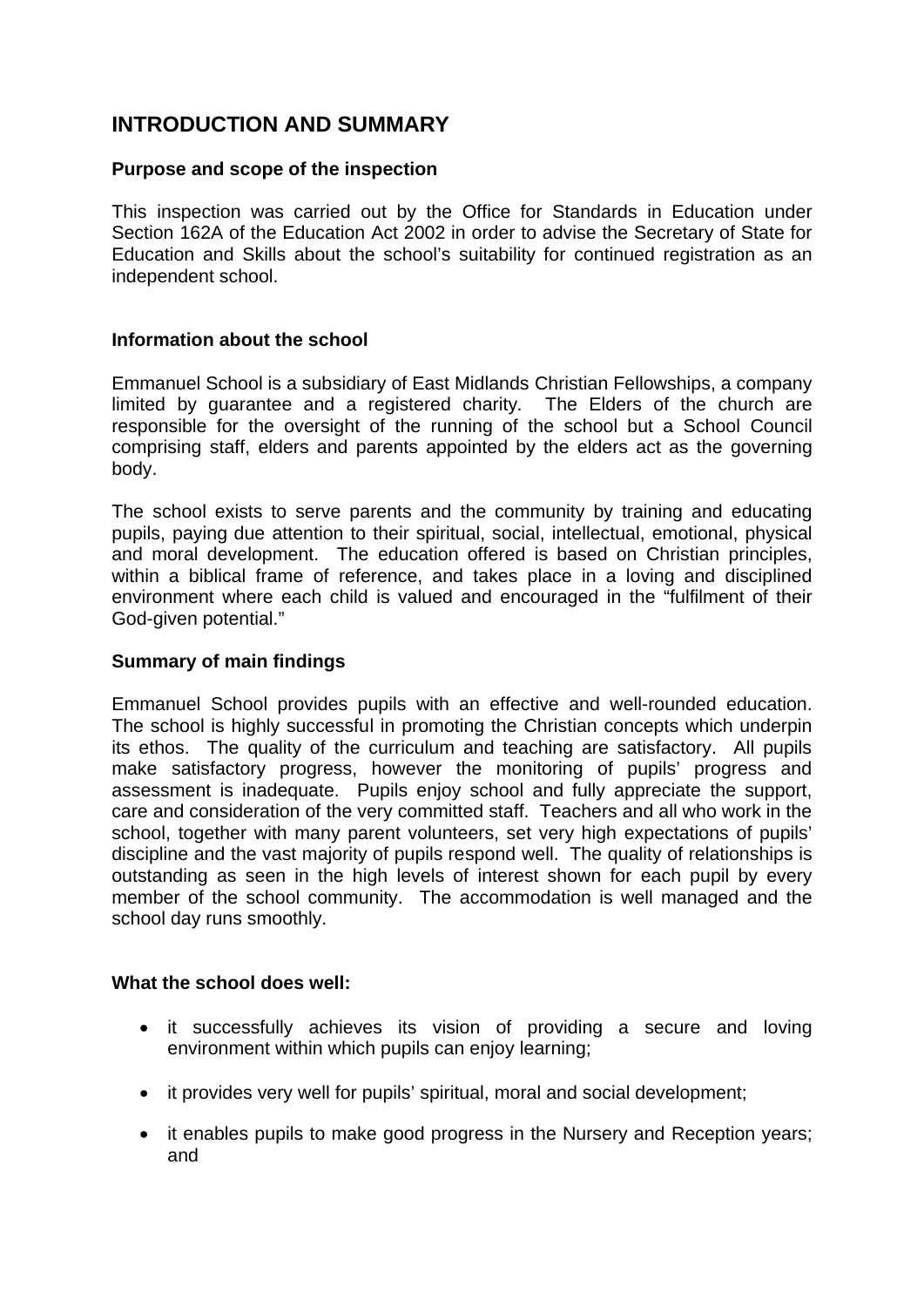# INTRODUCTION AND SUMMARY

### Purpose and scope of the inspection

This inspection was carried out by the Office for Standards in Education under Section 162A of the Education Act 2002 in order to advise the Secretary of State for Education and Skills about the school's suitability for continued registration as an independent school.

### Information about the school

Emmanuel School is a subsidiary of East Midlands Christian Fellowships, a company limited by guarantee and a registered charity. The Elders of the church are responsible for the oversight of the running of the school but a School Council comprising staff, elders and parents appointed by the elders act as the governing body.

The school exists to serve parents and the community by training and educating pupils, paying due attention to their spiritual, social, intellectual, emotional, physical and moral development. The education offered is based on Christian principles, within a biblical frame of reference, and takes place in a loving and disciplined environment where each child is valued and encouraged in the "fulfilment of their God-given potential."

### Summary of main findings

Emmanuel School provides pupils with an effective and well-rounded education. The school is highly successful in promoting the Christian concepts which underpin its ethos. The quality of the curriculum and teaching are satisfactory. All pupils make satisfactory progress, however the monitoring of pupils' progress and assessment is inadequate. Pupils enjoy school and fully appreciate the support, care and consideration of the very committed staff. Teachers and all who work in the school, together with many parent volunteers, set very high expectations of pupils' discipline and the vast majority of pupils respond well. The quality of relationships is outstanding as seen in the high levels of interest shown for each pupil by every member of the school community. The accommodation is well managed and the school day runs smoothly.

### What the school does well:

- it successfully achieves its vision of providing a secure and loving environment within which pupils can enjoy learning;
- it provides very well for pupils' spiritual, moral and social development;
- it enables pupils to make good progress in the Nursery and Reception years; and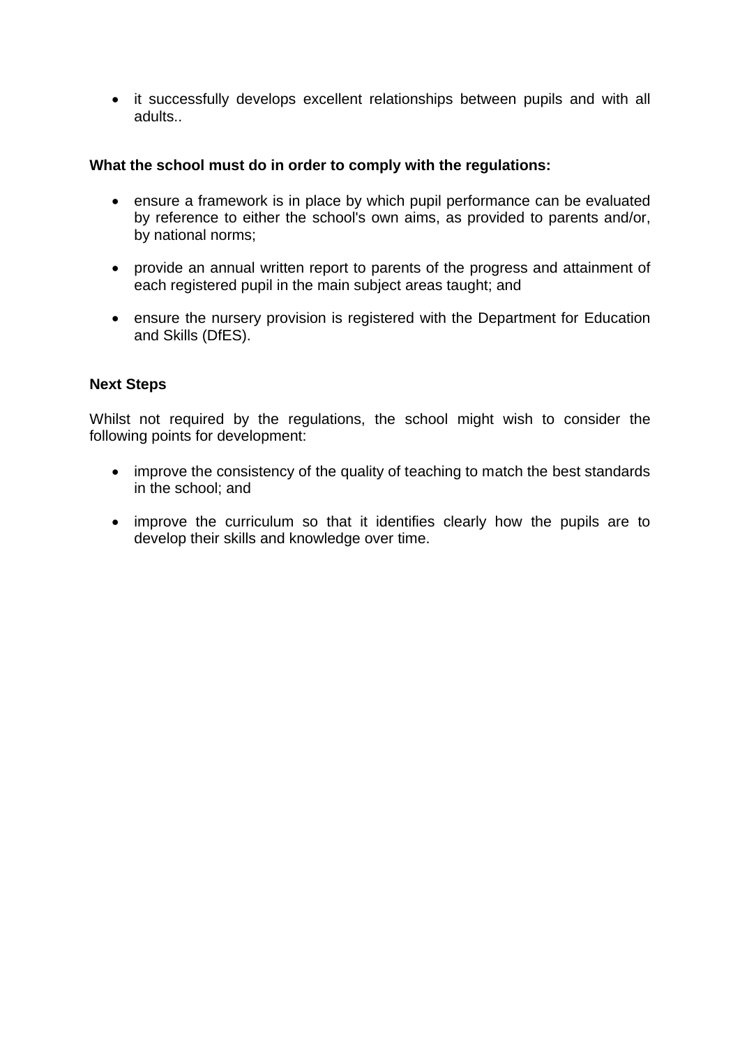- it successfully develops excellent relationships between pupils and with all adults..

**What the school must do in order to comply with the regulations:**

- ensure a framework is in place by which pupil performance can be evaluated by reference to either the school's own aims, as provided to parents and/or, by national norms;
- provide an annual written report to parents of the progress and attainment of each registered pupil in the main subject areas taught; and
- ensure the nursery provision is registered with the Department for Education and Skills (DfES).

**Next Steps**

Whilst not required by the regulations, the school might wish to consider the following points for development:

- improve the consistency of the quality of teaching to match the best standards in the school; and
- improve the curriculum so that it identifies clearly how the pupils are to develop their skills and knowledge over time.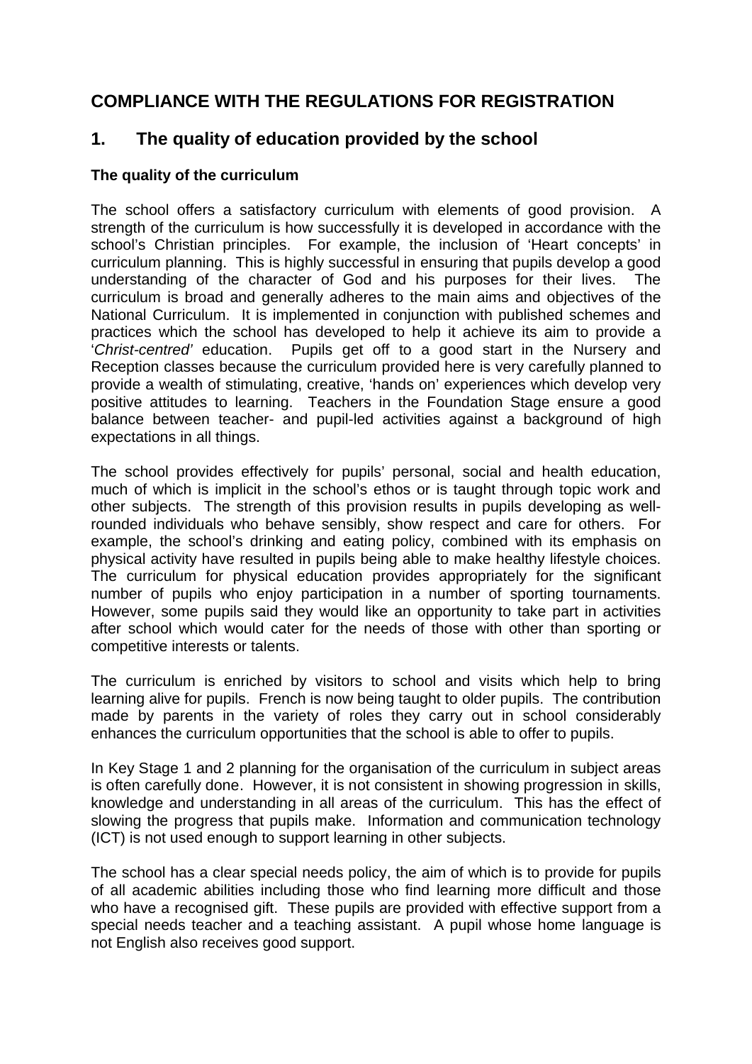## COMPLIANCE WITH THE REGULATIONS FOR REGISTRATION

## 1. The quality of education provided by the school

### The quality of the curriculum

The school offers a satisfactory curriculum with elements of good provision. A strength of the curriculum is how successfully it is developed in accordance with the school's Christian principles. For example, the inclusion of 'Heart concepts' in curriculum planning. This is highly successful in ensuring that pupils develop a good understanding of the character of God and his purposes for their lives. The curriculum is broad and generally adheres to the main aims and objectives of the National Curriculum. It is implemented in conjunction with published schemes and practices which the school has developed to help it achieve its aim to provide a '*Christ-centred'* education. Pupils get off to a good start in the Nursery and Reception classes because the curriculum provided here is very carefully planned to provide a wealth of stimulating, creative, 'hands on' experiences which develop very positive attitudes to learning. Teachers in the Foundation Stage ensure a good balance between teacher- and pupil-led activities against a background of high expectations in all things.

The school provides effectively for pupils' personal, social and health education, much of which is implicit in the school's ethos or is taught through topic work and other subjects. The strength of this provision results in pupils developing as well-rounded individuals who behave sensibly, show respect and care for others. For example, the school's drinking and eating policy, combined with its emphasis on physical activity have resulted in pupils being able to make healthy lifestyle choices. The curriculum for physical education provides appropriately for the significant number of pupils who enjoy participation in a number of sporting tournaments. However, some pupils said they would like an opportunity to take part in activities after school which would cater for the needs of those with other than sporting or competitive interests or talents.

The curriculum is enriched by visitors to school and visits which help to bring learning alive for pupils. French is now being taught to older pupils. The contribution made by parents in the variety of roles they carry out in school considerably enhances the curriculum opportunities that the school is able to offer to pupils.

In Key Stage 1 and 2 planning for the organisation of the curriculum in subject areas is often carefully done. However, it is not consistent in showing progression in skills, knowledge and understanding in all areas of the curriculum. This has the effect of slowing the progress that pupils make. Information and communication technology (ICT) is not used enough to support learning in other subjects.

The school has a clear special needs policy, the aim of which is to provide for pupils of all academic abilities including those who find learning more difficult and those who have a recognised gift. These pupils are provided with effective support from a special needs teacher and a teaching assistant. A pupil whose home language is not English also receives good support.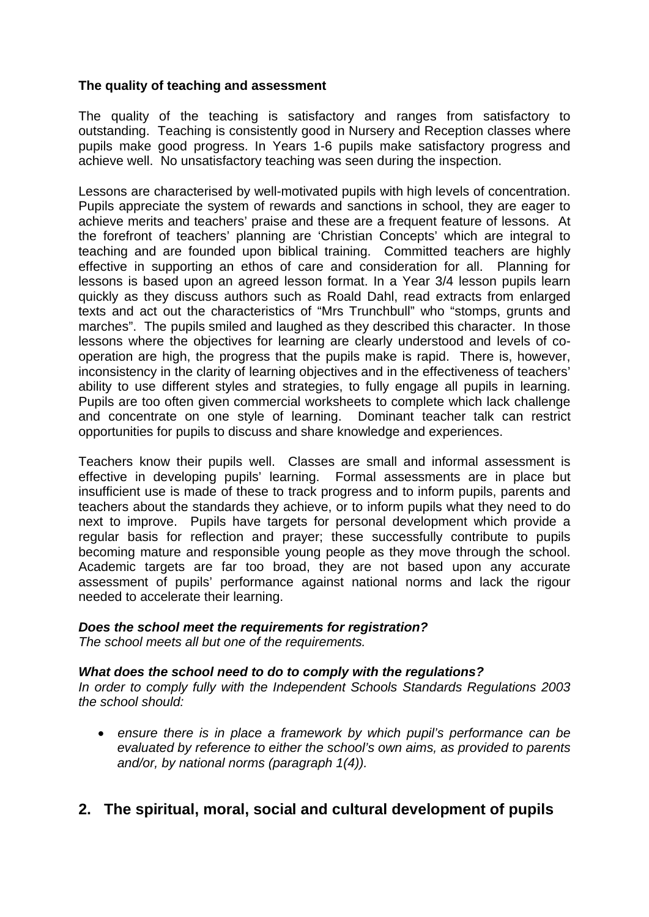### The quality of teaching and assessment

The quality of the teaching is satisfactory and ranges from satisfactory to outstanding. Teaching is consistently good in Nursery and Reception classes where pupils make good progress. In Years 1-6 pupils make satisfactory progress and achieve well. No unsatisfactory teaching was seen during the inspection.

Lessons are characterised by well-motivated pupils with high levels of concentration. Pupils appreciate the system of rewards and sanctions in school, they are eager to achieve merits and teachers' praise and these are a frequent feature of lessons. At the forefront of teachers' planning are 'Christian Concepts' which are integral to teaching and are founded upon biblical training. Committed teachers are highly effective in supporting an ethos of care and consideration for all. Planning for lessons is based upon an agreed lesson format. In a Year 3/4 lesson pupils learn quickly as they discuss authors such as Roald Dahl, read extracts from enlarged texts and act out the characteristics of "Mrs Trunchbull" who "stomps, grunts and marches". The pupils smiled and laughed as they described this character. In those lessons where the objectives for learning are clearly understood and levels of co-operation are high, the progress that the pupils make is rapid. There is, however, inconsistency in the clarity of learning objectives and in the effectiveness of teachers' ability to use different styles and strategies, to fully engage all pupils in learning. Pupils are too often given commercial worksheets to complete which lack challenge and concentrate on one style of learning. Dominant teacher talk can restrict opportunities for pupils to discuss and share knowledge and experiences.

Teachers know their pupils well. Classes are small and informal assessment is effective in developing pupils' learning. Formal assessments are in place but insufficient use is made of these to track progress and to inform pupils, parents and teachers about the standards they achieve, or to inform pupils what they need to do next to improve. Pupils have targets for personal development which provide a regular basis for reflection and prayer; these successfully contribute to pupils becoming mature and responsible young people as they move through the school. Academic targets are far too broad, they are not based upon any accurate assessment of pupils' performance against national norms and lack the rigour needed to accelerate their learning.

***Does the school meet the requirements for registration?***
*The school meets all but one of the requirements.*

***What does the school need to do to comply with the regulations?***
*In order to comply fully with the Independent Schools Standards Regulations 2003 the school should:*

- *ensure there is in place a framework by which pupil's performance can be evaluated by reference to either the school's own aims, as provided to parents and/or, by national norms (paragraph 1(4)).*

## 2. The spiritual, moral, social and cultural development of pupils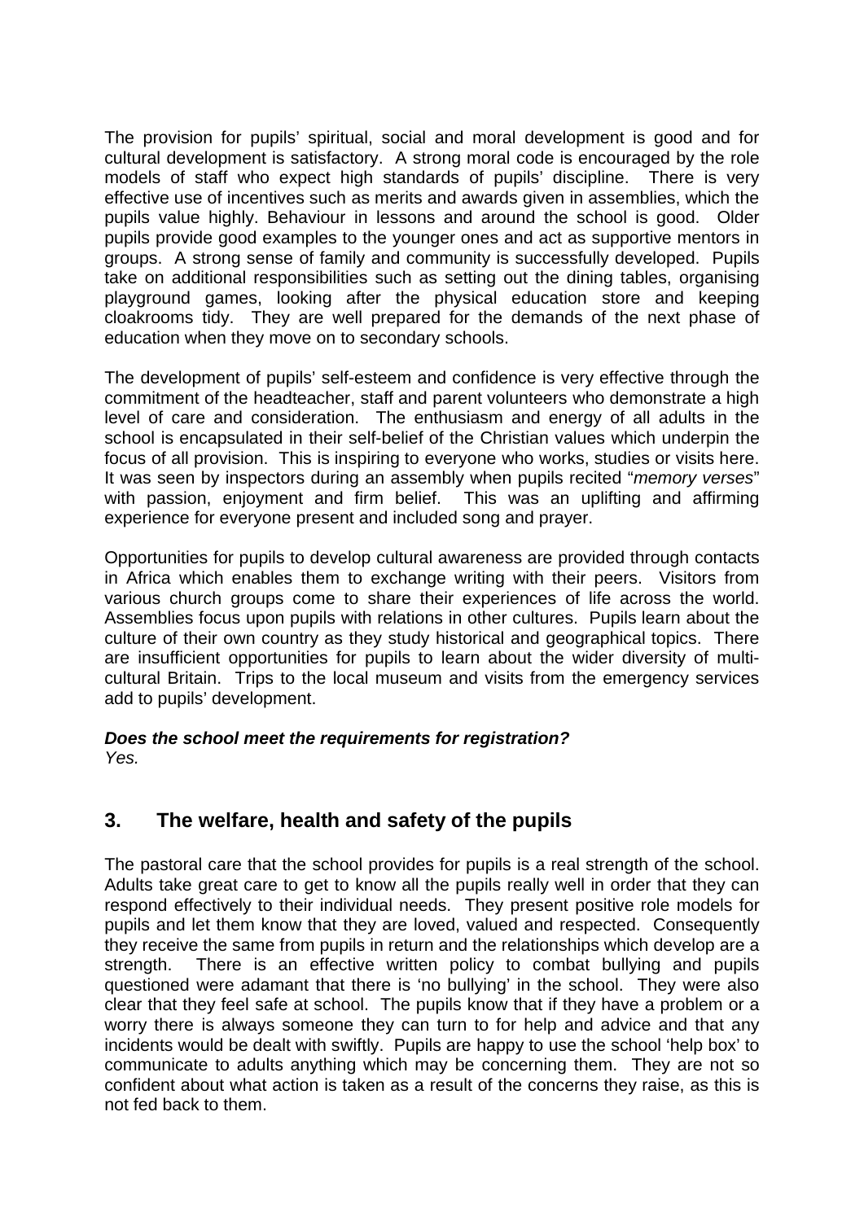The provision for pupils' spiritual, social and moral development is good and for cultural development is satisfactory. A strong moral code is encouraged by the role models of staff who expect high standards of pupils' discipline. There is very effective use of incentives such as merits and awards given in assemblies, which the pupils value highly. Behaviour in lessons and around the school is good. Older pupils provide good examples to the younger ones and act as supportive mentors in groups. A strong sense of family and community is successfully developed. Pupils take on additional responsibilities such as setting out the dining tables, organising playground games, looking after the physical education store and keeping cloakrooms tidy. They are well prepared for the demands of the next phase of education when they move on to secondary schools.

The development of pupils' self-esteem and confidence is very effective through the commitment of the headteacher, staff and parent volunteers who demonstrate a high level of care and consideration. The enthusiasm and energy of all adults in the school is encapsulated in their self-belief of the Christian values which underpin the focus of all provision. This is inspiring to everyone who works, studies or visits here. It was seen by inspectors during an assembly when pupils recited "*memory verses*" with passion, enjoyment and firm belief. This was an uplifting and affirming experience for everyone present and included song and prayer.

Opportunities for pupils to develop cultural awareness are provided through contacts in Africa which enables them to exchange writing with their peers. Visitors from various church groups come to share their experiences of life across the world. Assemblies focus upon pupils with relations in other cultures. Pupils learn about the culture of their own country as they study historical and geographical topics. There are insufficient opportunities for pupils to learn about the wider diversity of multi-cultural Britain. Trips to the local museum and visits from the emergency services add to pupils' development.

***Does the school meet the requirements for registration?***
*Yes.*

## 3. The welfare, health and safety of the pupils

The pastoral care that the school provides for pupils is a real strength of the school. Adults take great care to get to know all the pupils really well in order that they can respond effectively to their individual needs. They present positive role models for pupils and let them know that they are loved, valued and respected. Consequently they receive the same from pupils in return and the relationships which develop are a strength. There is an effective written policy to combat bullying and pupils questioned were adamant that there is 'no bullying' in the school. They were also clear that they feel safe at school. The pupils know that if they have a problem or a worry there is always someone they can turn to for help and advice and that any incidents would be dealt with swiftly. Pupils are happy to use the school 'help box' to communicate to adults anything which may be concerning them. They are not so confident about what action is taken as a result of the concerns they raise, as this is not fed back to them.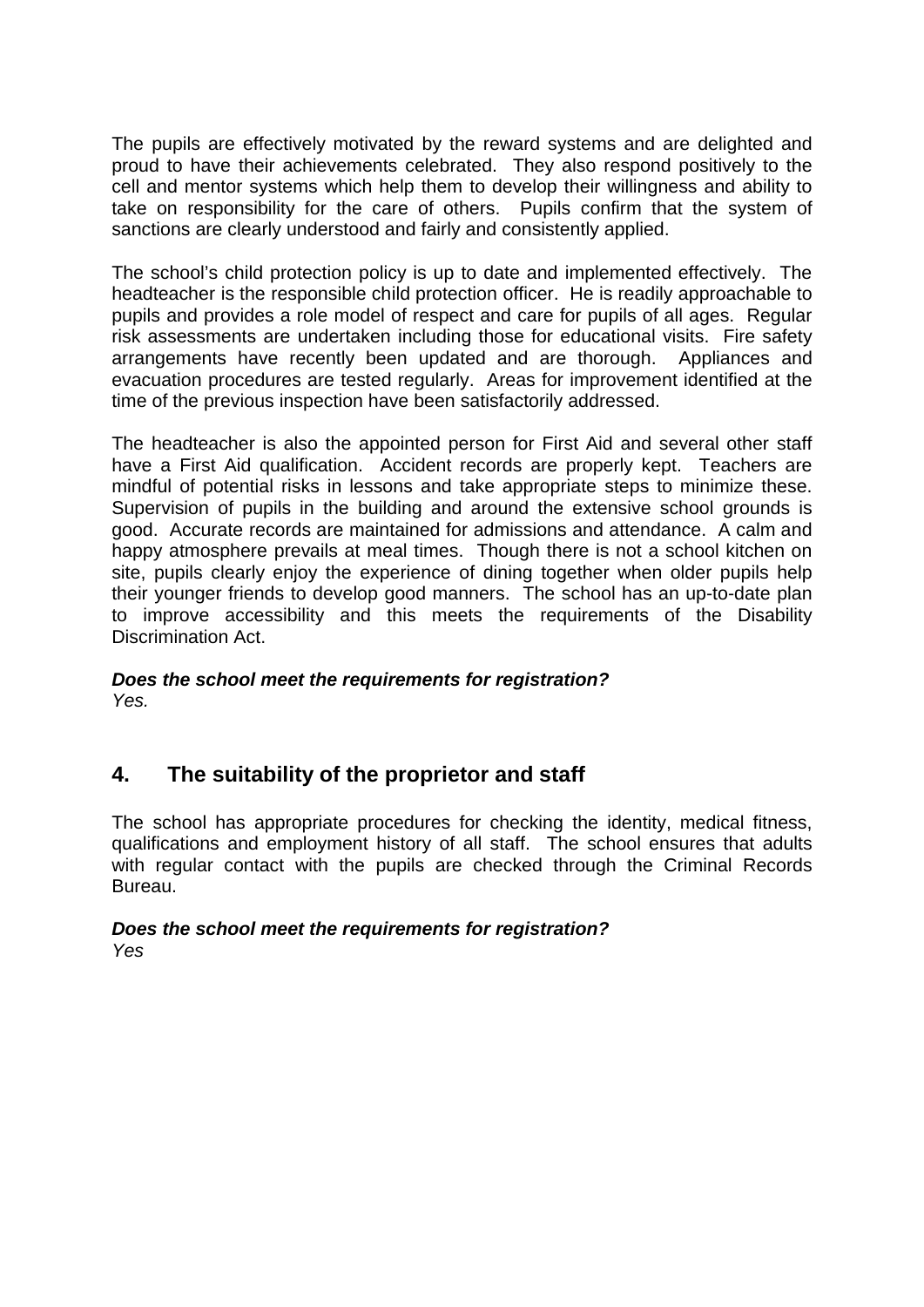The pupils are effectively motivated by the reward systems and are delighted and proud to have their achievements celebrated. They also respond positively to the cell and mentor systems which help them to develop their willingness and ability to take on responsibility for the care of others. Pupils confirm that the system of sanctions are clearly understood and fairly and consistently applied.

The school's child protection policy is up to date and implemented effectively. The headteacher is the responsible child protection officer. He is readily approachable to pupils and provides a role model of respect and care for pupils of all ages. Regular risk assessments are undertaken including those for educational visits. Fire safety arrangements have recently been updated and are thorough. Appliances and evacuation procedures are tested regularly. Areas for improvement identified at the time of the previous inspection have been satisfactorily addressed.

The headteacher is also the appointed person for First Aid and several other staff have a First Aid qualification. Accident records are properly kept. Teachers are mindful of potential risks in lessons and take appropriate steps to minimize these. Supervision of pupils in the building and around the extensive school grounds is good. Accurate records are maintained for admissions and attendance. A calm and happy atmosphere prevails at meal times. Though there is not a school kitchen on site, pupils clearly enjoy the experience of dining together when older pupils help their younger friends to develop good manners. The school has an up-to-date plan to improve accessibility and this meets the requirements of the Disability Discrimination Act.

***Does the school meet the requirements for registration?***
*Yes.*

## 4. The suitability of the proprietor and staff

The school has appropriate procedures for checking the identity, medical fitness, qualifications and employment history of all staff. The school ensures that adults with regular contact with the pupils are checked through the Criminal Records Bureau.

***Does the school meet the requirements for registration?***
*Yes*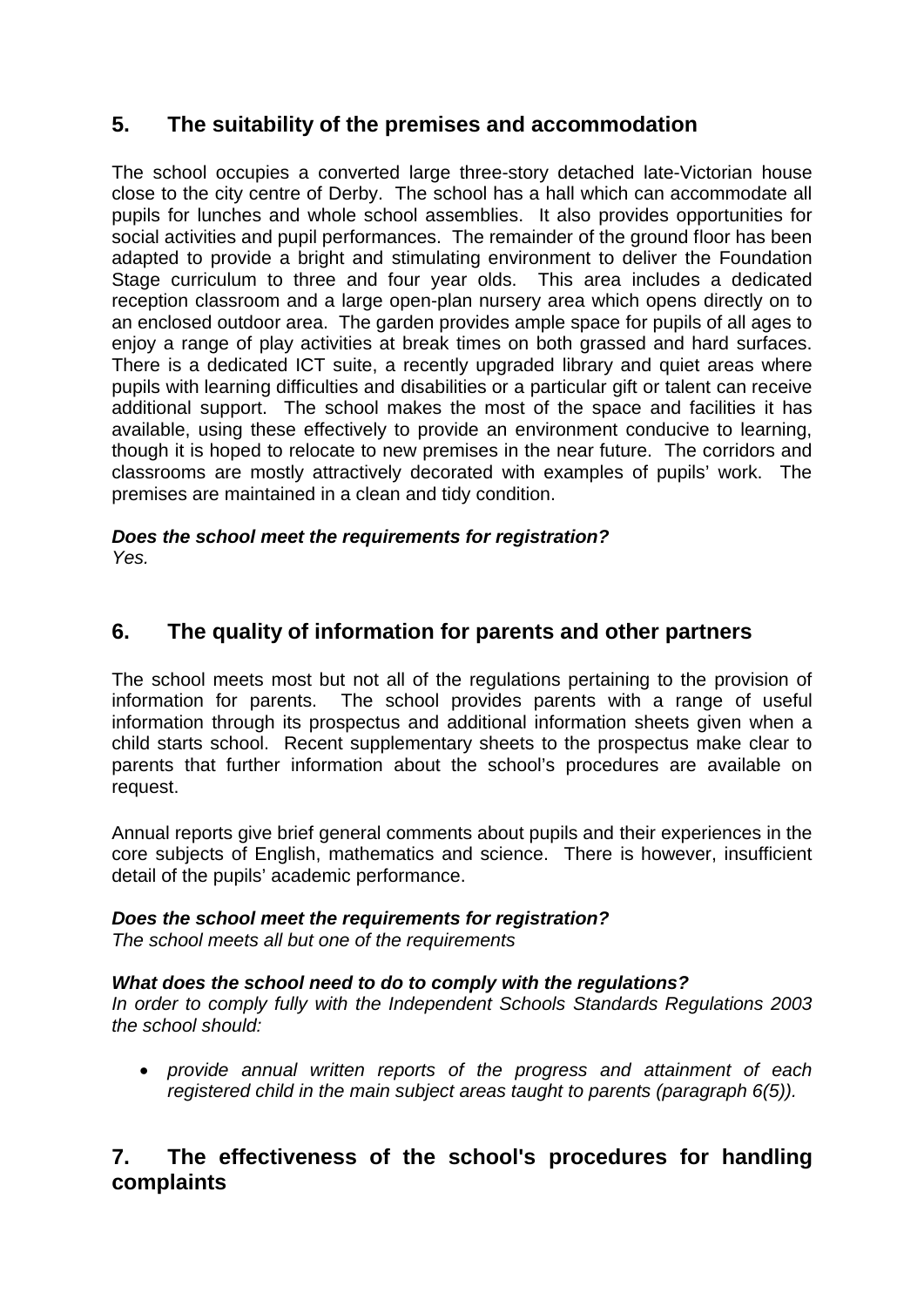## 5. The suitability of the premises and accommodation

The school occupies a converted large three-story detached late-Victorian house close to the city centre of Derby. The school has a hall which can accommodate all pupils for lunches and whole school assemblies. It also provides opportunities for social activities and pupil performances. The remainder of the ground floor has been adapted to provide a bright and stimulating environment to deliver the Foundation Stage curriculum to three and four year olds. This area includes a dedicated reception classroom and a large open-plan nursery area which opens directly on to an enclosed outdoor area. The garden provides ample space for pupils of all ages to enjoy a range of play activities at break times on both grassed and hard surfaces. There is a dedicated ICT suite, a recently upgraded library and quiet areas where pupils with learning difficulties and disabilities or a particular gift or talent can receive additional support. The school makes the most of the space and facilities it has available, using these effectively to provide an environment conducive to learning, though it is hoped to relocate to new premises in the near future. The corridors and classrooms are mostly attractively decorated with examples of pupils' work. The premises are maintained in a clean and tidy condition.

***Does the school meet the requirements for registration?***
*Yes.*

## 6. The quality of information for parents and other partners

The school meets most but not all of the regulations pertaining to the provision of information for parents. The school provides parents with a range of useful information through its prospectus and additional information sheets given when a child starts school. Recent supplementary sheets to the prospectus make clear to parents that further information about the school's procedures are available on request.

Annual reports give brief general comments about pupils and their experiences in the core subjects of English, mathematics and science. There is however, insufficient detail of the pupils' academic performance.

***Does the school meet the requirements for registration?***
*The school meets all but one of the requirements*

***What does the school need to do to comply with the regulations?***
*In order to comply fully with the Independent Schools Standards Regulations 2003 the school should:*

- *provide annual written reports of the progress and attainment of each registered child in the main subject areas taught to parents (paragraph 6(5)).*

## 7. The effectiveness of the school's procedures for handling complaints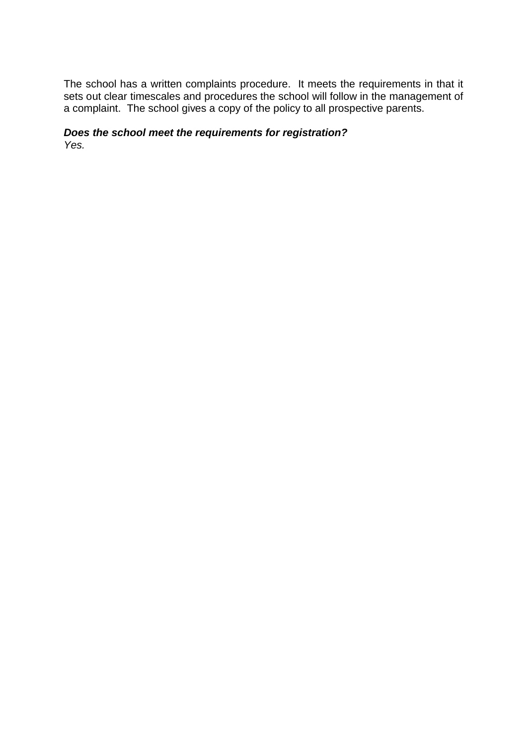The school has a written complaints procedure. It meets the requirements in that it sets out clear timescales and procedures the school will follow in the management of a complaint. The school gives a copy of the policy to all prospective parents.

***Does the school meet the requirements for registration?***
*Yes.*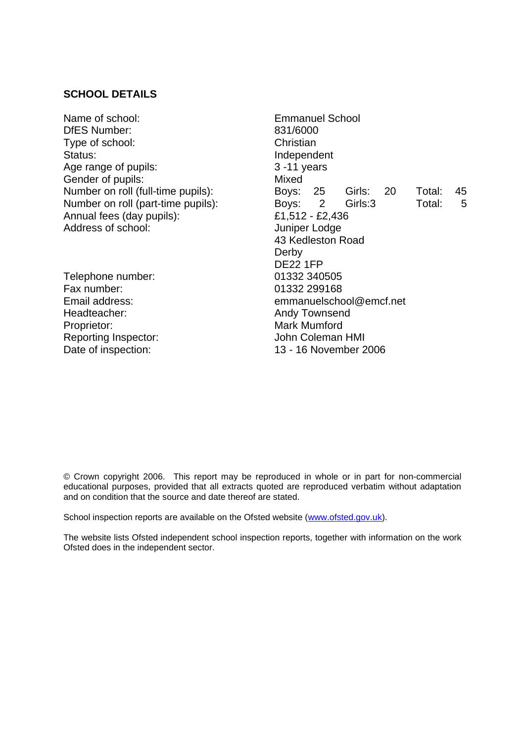## SCHOOL DETAILS

| | |
|---|---|
| Name of school: | Emmanuel School |
| DfES Number: | 831/6000 |
| Type of school: | Christian |
| Status: | Independent |
| Age range of pupils: | 3 -11 years |
| Gender of pupils: | Mixed |
| Number on roll (full-time pupils): | Boys: 25 Girls: 20 Total: 45 |
| Number on roll (part-time pupils): | Boys: 2 Girls:3 Total: 5 |
| Annual fees (day pupils): | £1,512 - £2,436 |
| Address of school: | Juniper Lodge<br>43 Kedleston Road<br>Derby<br>DE22 1FP |
| Telephone number: | 01332 340505 |
| Fax number: | 01332 299168 |
| Email address: | emmanuelschool@emcf.net |
| Headteacher: | Andy Townsend |
| Proprietor: | Mark Mumford |
| Reporting Inspector: | John Coleman HMI |
| Date of inspection: | 13 - 16 November 2006 |

© Crown copyright 2006. This report may be reproduced in whole or in part for non-commercial educational purposes, provided that all extracts quoted are reproduced verbatim without adaptation and on condition that the source and date thereof are stated.

School inspection reports are available on the Ofsted website (www.ofsted.gov.uk).

The website lists Ofsted independent school inspection reports, together with information on the work Ofsted does in the independent sector.